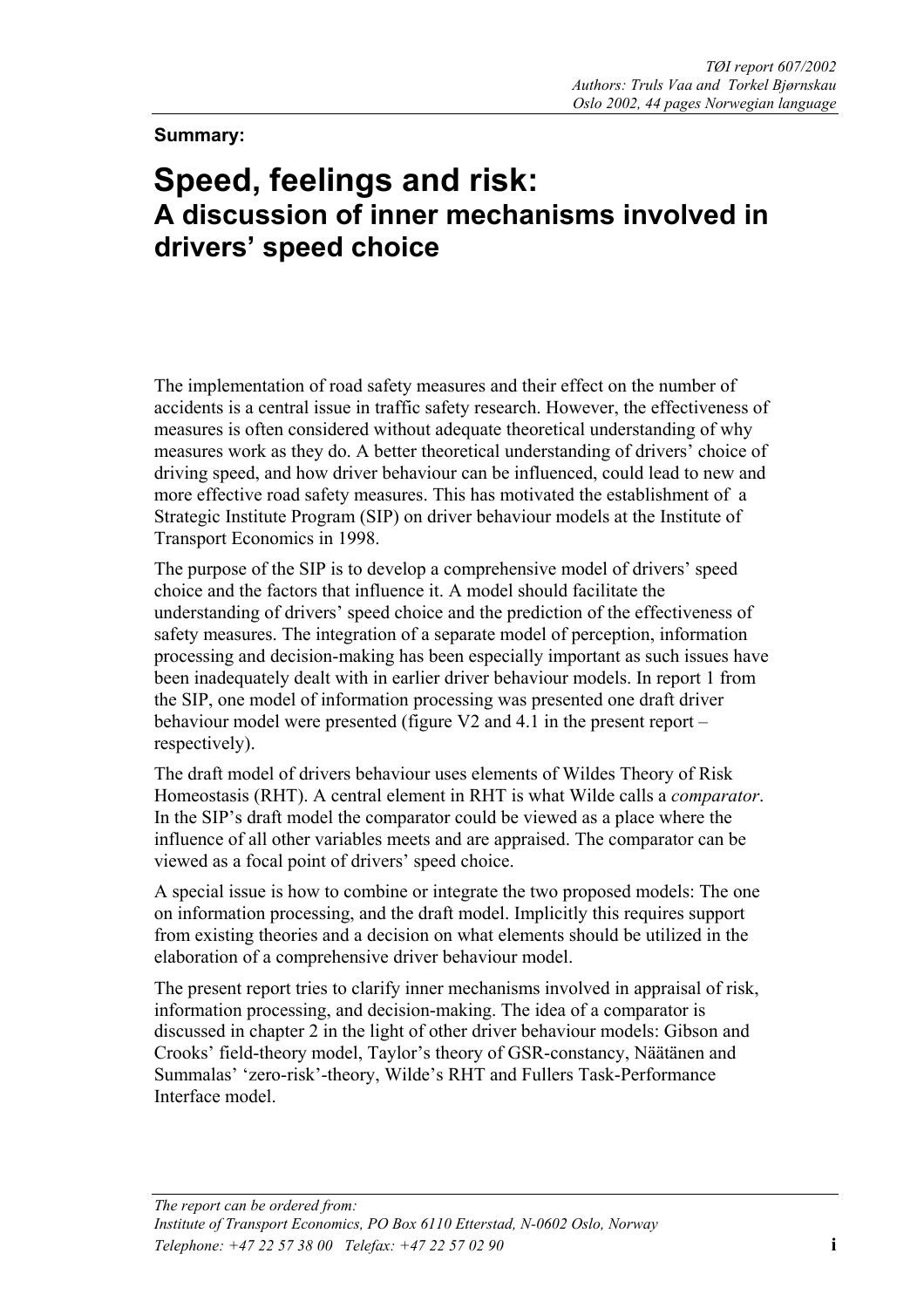TØI report 607/2002
Authors: Truls Vaa and Torkel Bjørnskau
Oslo 2002, 44 pages Norwegian language

**Summary:**

# Speed, feelings and risk:
## A discussion of inner mechanisms involved in drivers' speed choice

The implementation of road safety measures and their effect on the number of accidents is a central issue in traffic safety research. However, the effectiveness of measures is often considered without adequate theoretical understanding of why measures work as they do. A better theoretical understanding of drivers' choice of driving speed, and how driver behaviour can be influenced, could lead to new and more effective road safety measures. This has motivated the establishment of a Strategic Institute Program (SIP) on driver behaviour models at the Institute of Transport Economics in 1998.

The purpose of the SIP is to develop a comprehensive model of drivers' speed choice and the factors that influence it. A model should facilitate the understanding of drivers' speed choice and the prediction of the effectiveness of safety measures. The integration of a separate model of perception, information processing and decision-making has been especially important as such issues have been inadequately dealt with in earlier driver behaviour models. In report 1 from the SIP, one model of information processing was presented one draft driver behaviour model were presented (figure V2 and 4.1 in the present report – respectively).

The draft model of drivers behaviour uses elements of Wildes Theory of Risk Homeostasis (RHT). A central element in RHT is what Wilde calls a *comparator*. In the SIP's draft model the comparator could be viewed as a place where the influence of all other variables meets and are appraised. The comparator can be viewed as a focal point of drivers' speed choice.

A special issue is how to combine or integrate the two proposed models: The one on information processing, and the draft model. Implicitly this requires support from existing theories and a decision on what elements should be utilized in the elaboration of a comprehensive driver behaviour model.

The present report tries to clarify inner mechanisms involved in appraisal of risk, information processing, and decision-making. The idea of a comparator is discussed in chapter 2 in the light of other driver behaviour models: Gibson and Crooks' field-theory model, Taylor's theory of GSR-constancy, Näätänen and Summalas' 'zero-risk'-theory, Wilde's RHT and Fullers Task-Performance Interface model.

*The report can be ordered from:*
*Institute of Transport Economics, PO Box 6110 Etterstad, N-0602 Oslo, Norway*
*Telephone: +47 22 57 38 00 Telefax: +47 22 57 02 90*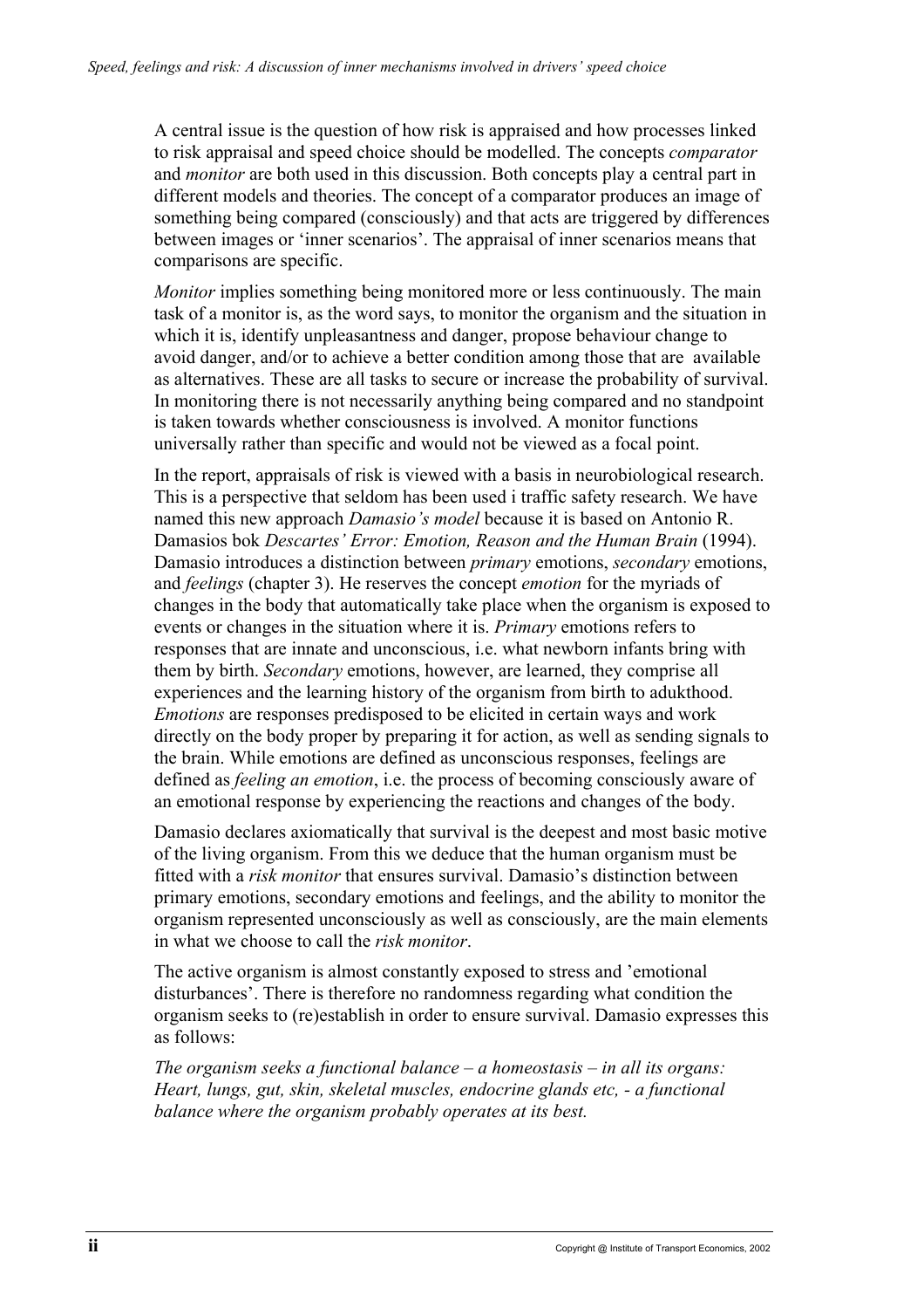A central issue is the question of how risk is appraised and how processes linked to risk appraisal and speed choice should be modelled. The concepts *comparator* and *monitor* are both used in this discussion. Both concepts play a central part in different models and theories. The concept of a comparator produces an image of something being compared (consciously) and that acts are triggered by differences between images or 'inner scenarios'. The appraisal of inner scenarios means that comparisons are specific.

*Monitor* implies something being monitored more or less continuously. The main task of a monitor is, as the word says, to monitor the organism and the situation in which it is, identify unpleasantness and danger, propose behaviour change to avoid danger, and/or to achieve a better condition among those that are available as alternatives. These are all tasks to secure or increase the probability of survival. In monitoring there is not necessarily anything being compared and no standpoint is taken towards whether consciousness is involved. A monitor functions universally rather than specific and would not be viewed as a focal point.

In the report, appraisals of risk is viewed with a basis in neurobiological research. This is a perspective that seldom has been used i traffic safety research. We have named this new approach *Damasio's model* because it is based on Antonio R. Damasios bok *Descartes' Error: Emotion, Reason and the Human Brain* (1994). Damasio introduces a distinction between *primary* emotions, *secondary* emotions, and *feelings* (chapter 3). He reserves the concept *emotion* for the myriads of changes in the body that automatically take place when the organism is exposed to events or changes in the situation where it is. *Primary* emotions refers to responses that are innate and unconscious, i.e. what newborn infants bring with them by birth. *Secondary* emotions, however, are learned, they comprise all experiences and the learning history of the organism from birth to adukthood. *Emotions* are responses predisposed to be elicited in certain ways and work directly on the body proper by preparing it for action, as well as sending signals to the brain. While emotions are defined as unconscious responses, feelings are defined as *feeling an emotion*, i.e. the process of becoming consciously aware of an emotional response by experiencing the reactions and changes of the body.

Damasio declares axiomatically that survival is the deepest and most basic motive of the living organism. From this we deduce that the human organism must be fitted with a *risk monitor* that ensures survival. Damasio's distinction between primary emotions, secondary emotions and feelings, and the ability to monitor the organism represented unconsciously as well as consciously, are the main elements in what we choose to call the *risk monitor*.

The active organism is almost constantly exposed to stress and 'emotional disturbances'. There is therefore no randomness regarding what condition the organism seeks to (re)establish in order to ensure survival. Damasio expresses this as follows:

*The organism seeks a functional balance – a homeostasis – in all its organs: Heart, lungs, gut, skin, skeletal muscles, endocrine glands etc, - a functional balance where the organism probably operates at its best.*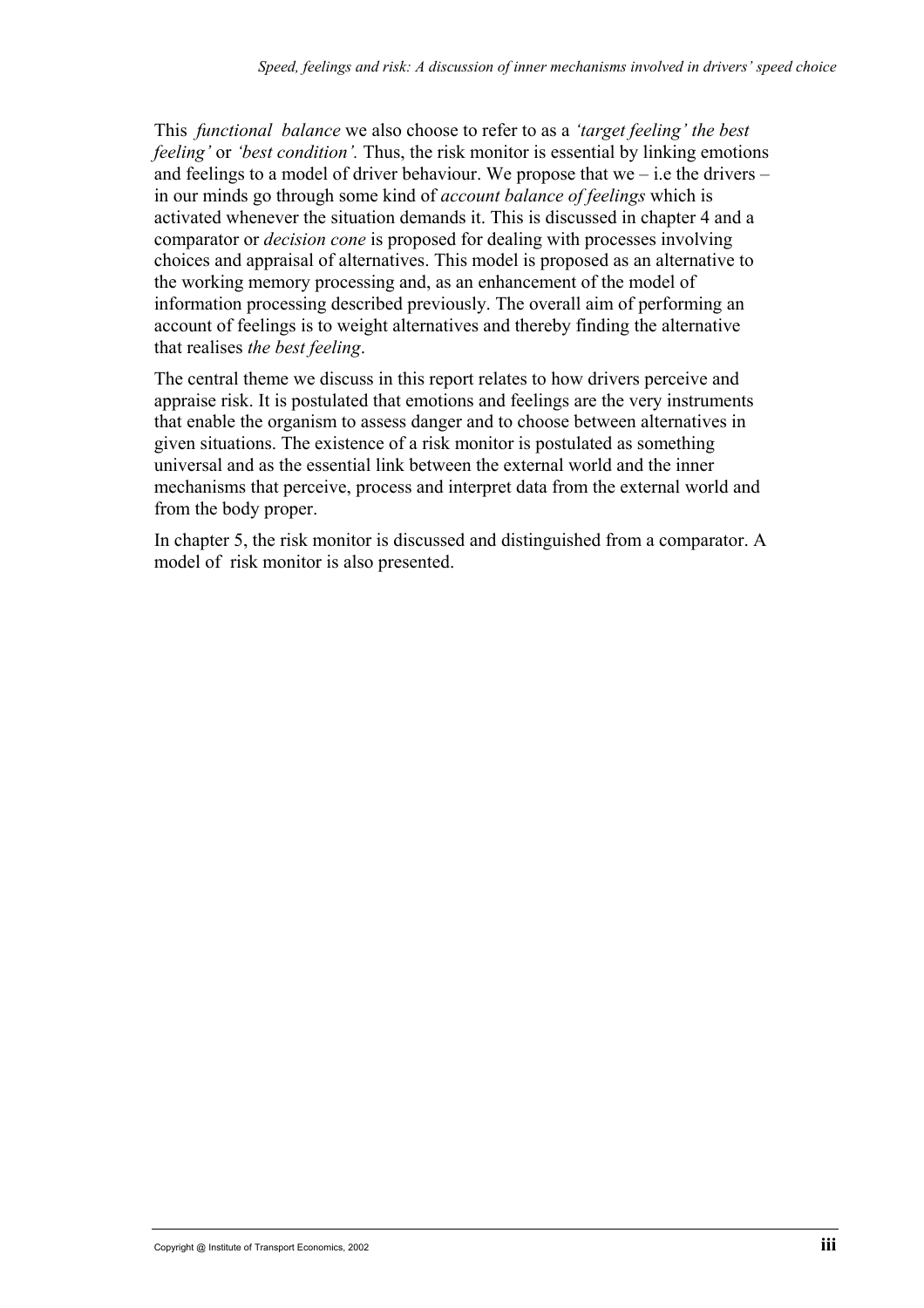This *functional balance* we also choose to refer to as a *'target feeling' the best feeling'* or *'best condition'.* Thus, the risk monitor is essential by linking emotions and feelings to a model of driver behaviour. We propose that we – i.e the drivers – in our minds go through some kind of *account balance of feelings* which is activated whenever the situation demands it. This is discussed in chapter 4 and a comparator or *decision cone* is proposed for dealing with processes involving choices and appraisal of alternatives. This model is proposed as an alternative to the working memory processing and, as an enhancement of the model of information processing described previously. The overall aim of performing an account of feelings is to weight alternatives and thereby finding the alternative that realises *the best feeling*.

The central theme we discuss in this report relates to how drivers perceive and appraise risk. It is postulated that emotions and feelings are the very instruments that enable the organism to assess danger and to choose between alternatives in given situations. The existence of a risk monitor is postulated as something universal and as the essential link between the external world and the inner mechanisms that perceive, process and interpret data from the external world and from the body proper.

In chapter 5, the risk monitor is discussed and distinguished from a comparator. A model of risk monitor is also presented.